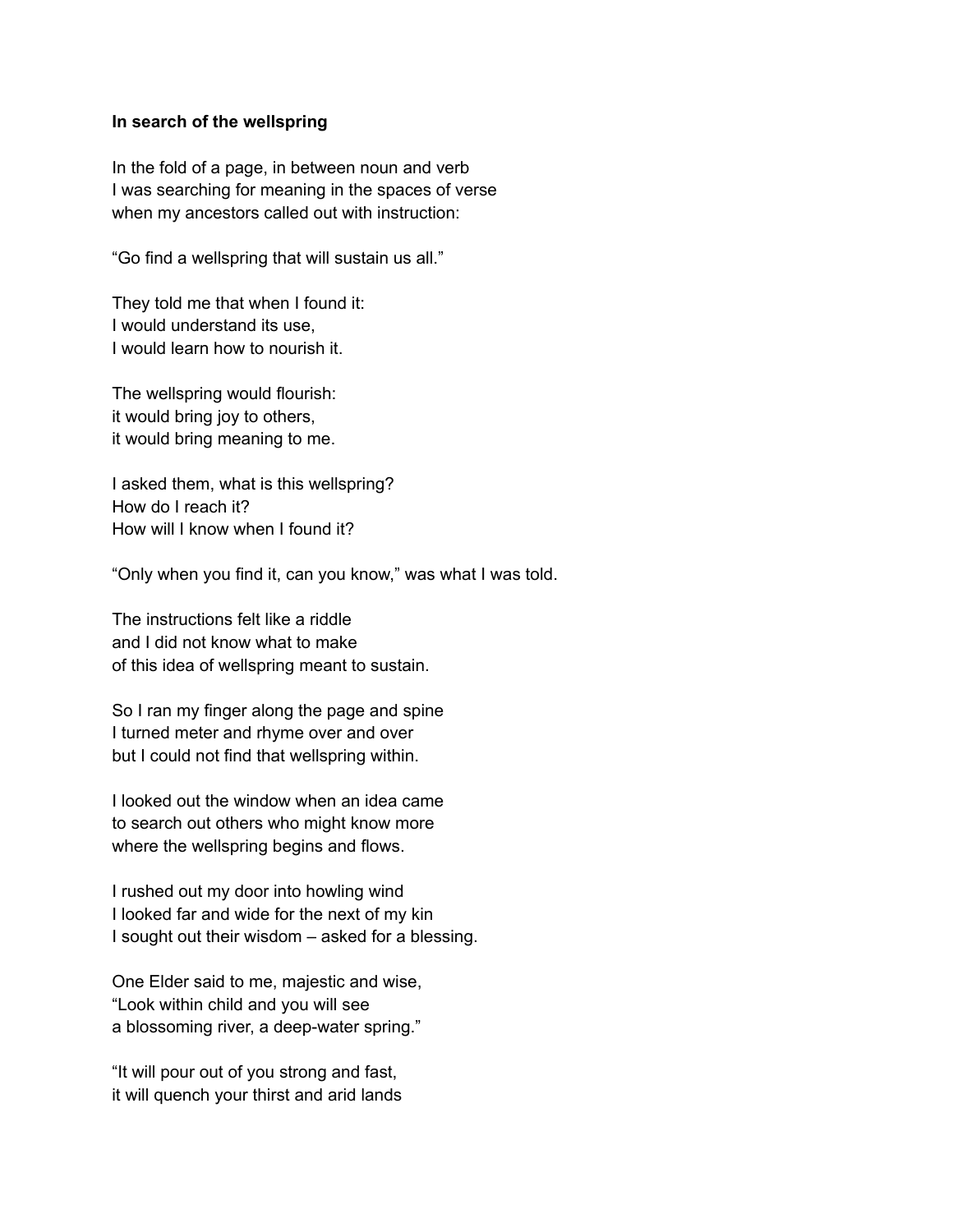**In search of the wellspring**

In the fold of a page, in between noun and verb
I was searching for meaning in the spaces of verse
when my ancestors called out with instruction:

"Go find a wellspring that will sustain us all."

They told me that when I found it:
I would understand its use,
I would learn how to nourish it.

The wellspring would flourish:
it would bring joy to others,
it would bring meaning to me.

I asked them, what is this wellspring?
How do I reach it?
How will I know when I found it?

"Only when you find it, can you know," was what I was told.

The instructions felt like a riddle
and I did not know what to make
of this idea of wellspring meant to sustain.

So I ran my finger along the page and spine
I turned meter and rhyme over and over
but I could not find that wellspring within.

I looked out the window when an idea came
to search out others who might know more
where the wellspring begins and flows.

I rushed out my door into howling wind
I looked far and wide for the next of my kin
I sought out their wisdom – asked for a blessing.

One Elder said to me, majestic and wise,
"Look within child and you will see
a blossoming river, a deep-water spring."

"It will pour out of you strong and fast,
it will quench your thirst and arid lands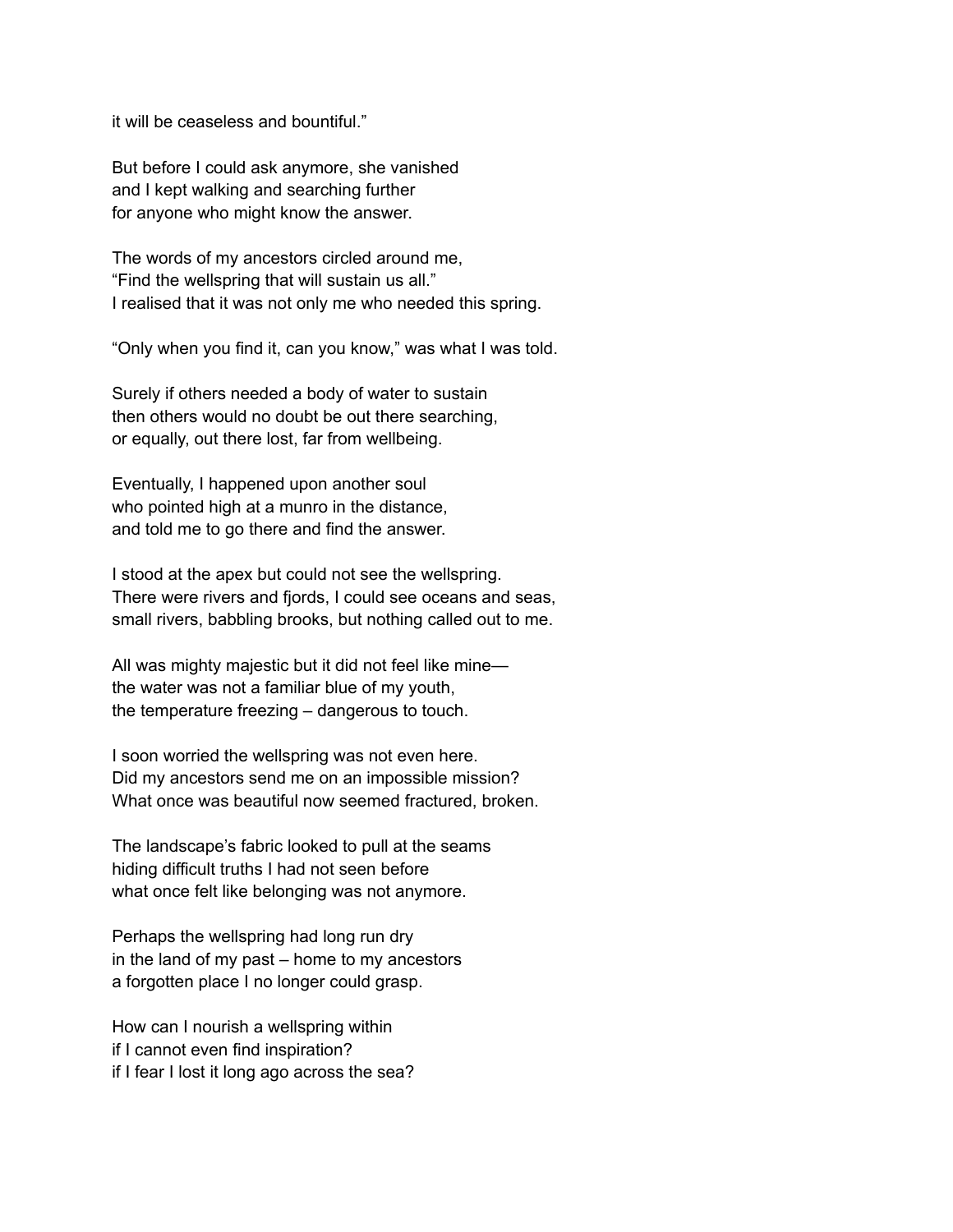it will be ceaseless and bountiful."

But before I could ask anymore, she vanished
and I kept walking and searching further
for anyone who might know the answer.

The words of my ancestors circled around me,
"Find the wellspring that will sustain us all."
I realised that it was not only me who needed this spring.

"Only when you find it, can you know," was what I was told.

Surely if others needed a body of water to sustain
then others would no doubt be out there searching,
or equally, out there lost, far from wellbeing.

Eventually, I happened upon another soul
who pointed high at a munro in the distance,
and told me to go there and find the answer.

I stood at the apex but could not see the wellspring.
There were rivers and fjords, I could see oceans and seas,
small rivers, babbling brooks, but nothing called out to me.

All was mighty majestic but it did not feel like mine—
the water was not a familiar blue of my youth,
the temperature freezing – dangerous to touch.

I soon worried the wellspring was not even here.
Did my ancestors send me on an impossible mission?
What once was beautiful now seemed fractured, broken.

The landscape's fabric looked to pull at the seams
hiding difficult truths I had not seen before
what once felt like belonging was not anymore.

Perhaps the wellspring had long run dry
in the land of my past – home to my ancestors
a forgotten place I no longer could grasp.

How can I nourish a wellspring within
if I cannot even find inspiration?
if I fear I lost it long ago across the sea?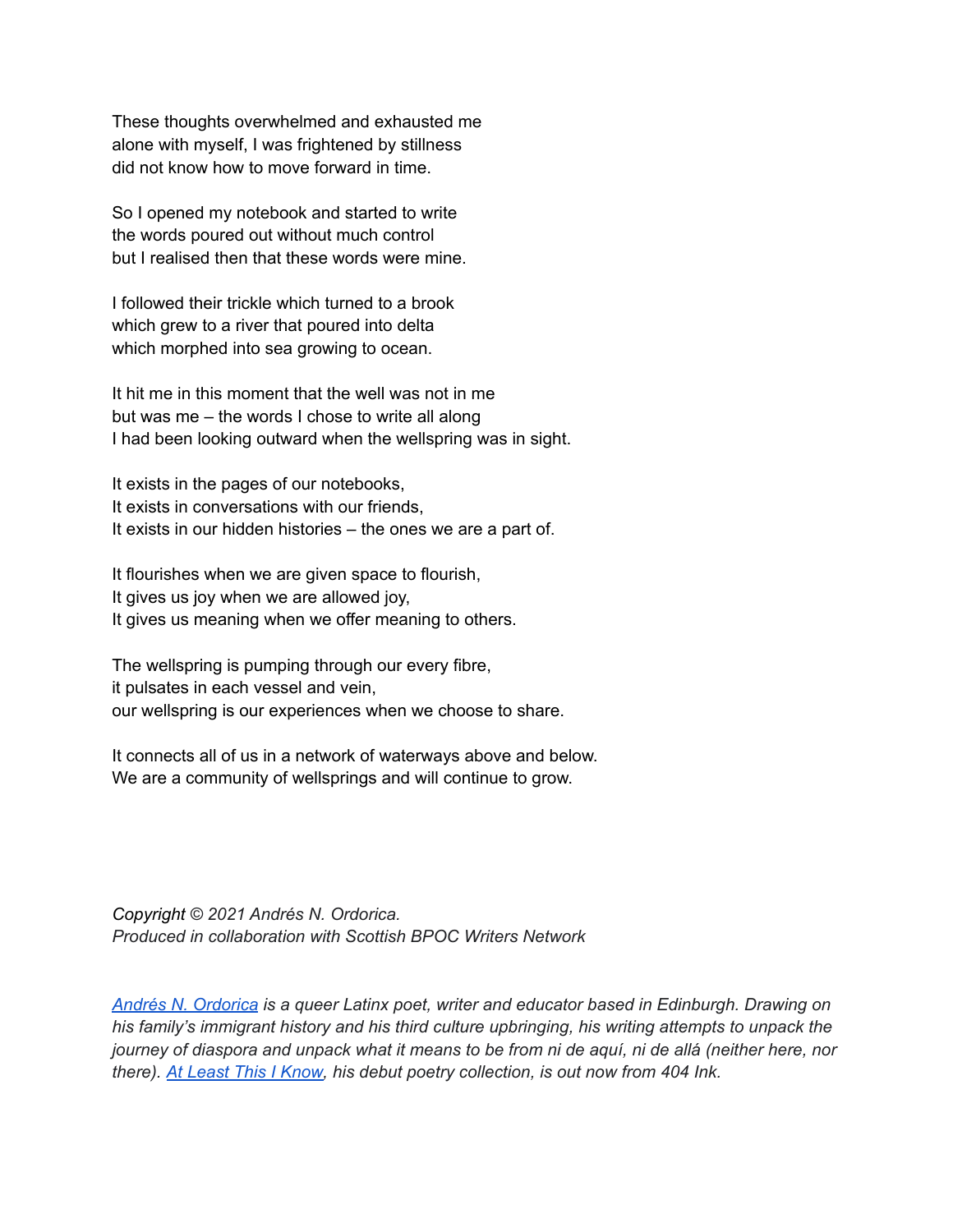These thoughts overwhelmed and exhausted me
alone with myself, I was frightened by stillness
did not know how to move forward in time.

So I opened my notebook and started to write
the words poured out without much control
but I realised then that these words were mine.

I followed their trickle which turned to a brook
which grew to a river that poured into delta
which morphed into sea growing to ocean.

It hit me in this moment that the well was not in me
but was me – the words I chose to write all along
I had been looking outward when the wellspring was in sight.

It exists in the pages of our notebooks,
It exists in conversations with our friends,
It exists in our hidden histories – the ones we are a part of.

It flourishes when we are given space to flourish,
It gives us joy when we are allowed joy,
It gives us meaning when we offer meaning to others.

The wellspring is pumping through our every fibre,
it pulsates in each vessel and vein,
our wellspring is our experiences when we choose to share.

It connects all of us in a network of waterways above and below.
We are a community of wellsprings and will continue to grow.

*Copyright © 2021 Andrés N. Ordorica.*
*Produced in collaboration with Scottish BPOC Writers Network*

*Andrés N. Ordorica is a queer Latinx poet, writer and educator based in Edinburgh. Drawing on his family's immigrant history and his third culture upbringing, his writing attempts to unpack the journey of diaspora and unpack what it means to be from ni de aquí, ni de allá (neither here, nor there). At Least This I Know, his debut poetry collection, is out now from 404 Ink.*